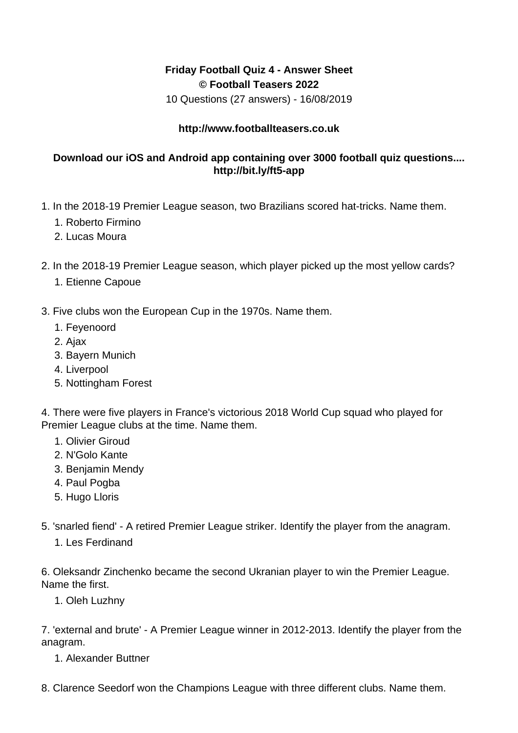**Friday Football Quiz 4 - Answer Sheet**
**© Football Teasers 2022**
10 Questions (27 answers) - 16/08/2019

**http://www.footballteasers.co.uk**

**Download our iOS and Android app containing over 3000 football quiz questions.... http://bit.ly/ft5-app**

1. In the 2018-19 Premier League season, two Brazilians scored hat-tricks. Name them.
    1. Roberto Firmino
    2. Lucas Moura

2. In the 2018-19 Premier League season, which player picked up the most yellow cards?
    1. Etienne Capoue

3. Five clubs won the European Cup in the 1970s. Name them.
    1. Feyenoord
    2. Ajax
    3. Bayern Munich
    4. Liverpool
    5. Nottingham Forest

4. There were five players in France's victorious 2018 World Cup squad who played for Premier League clubs at the time. Name them.
    1. Olivier Giroud
    2. N'Golo Kante
    3. Benjamin Mendy
    4. Paul Pogba
    5. Hugo Lloris

5. 'snarled fiend' - A retired Premier League striker. Identify the player from the anagram.
    1. Les Ferdinand

6. Oleksandr Zinchenko became the second Ukranian player to win the Premier League. Name the first.
    1. Oleh Luzhny

7. 'external and brute' - A Premier League winner in 2012-2013. Identify the player from the anagram.
    1. Alexander Buttner

8. Clarence Seedorf won the Champions League with three different clubs. Name them.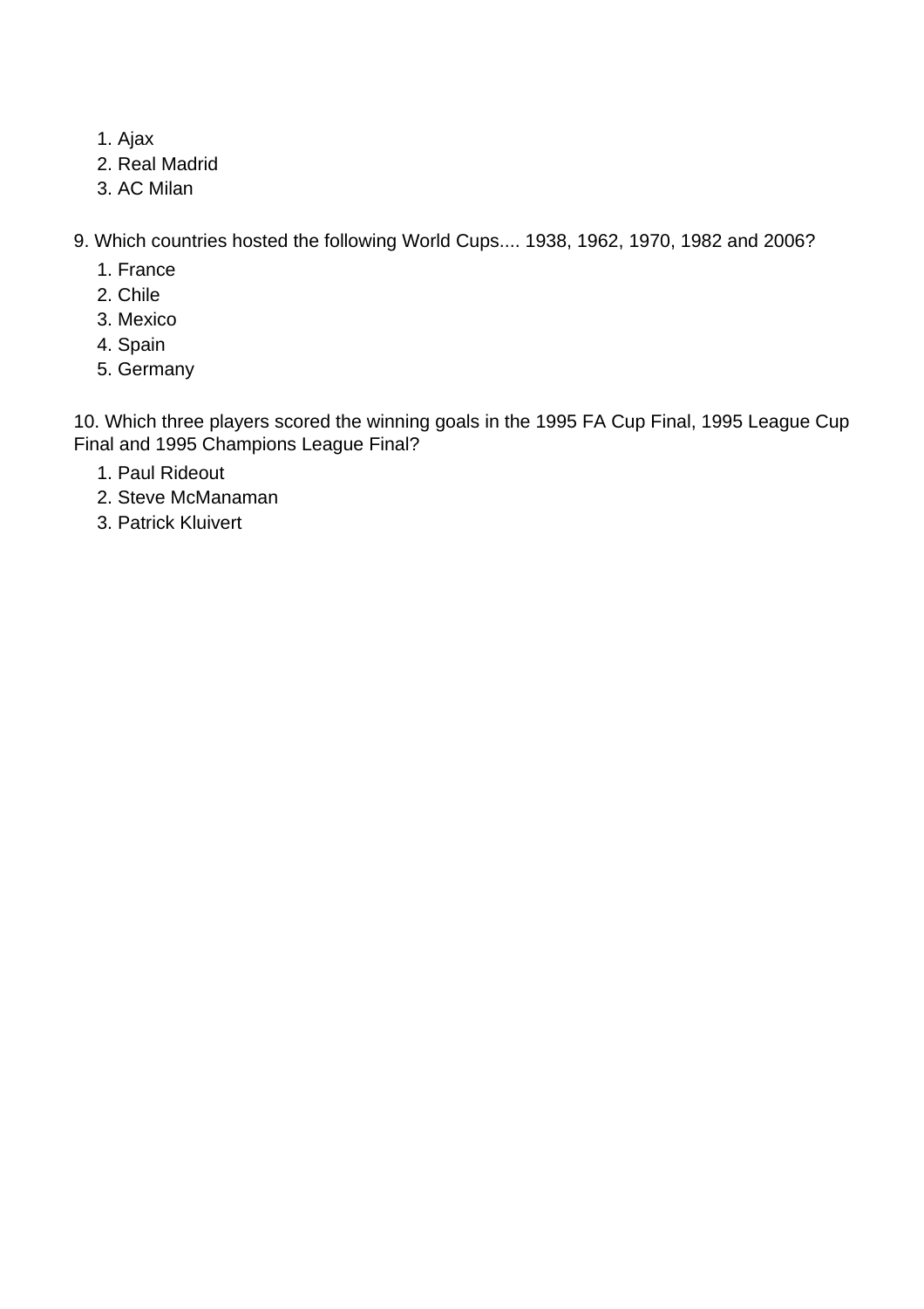1. Ajax
2. Real Madrid
3. AC Milan

9. Which countries hosted the following World Cups.... 1938, 1962, 1970, 1982 and 2006?

1. France
2. Chile
3. Mexico
4. Spain
5. Germany

10. Which three players scored the winning goals in the 1995 FA Cup Final, 1995 League Cup Final and 1995 Champions League Final?

1. Paul Rideout
2. Steve McManaman
3. Patrick Kluivert